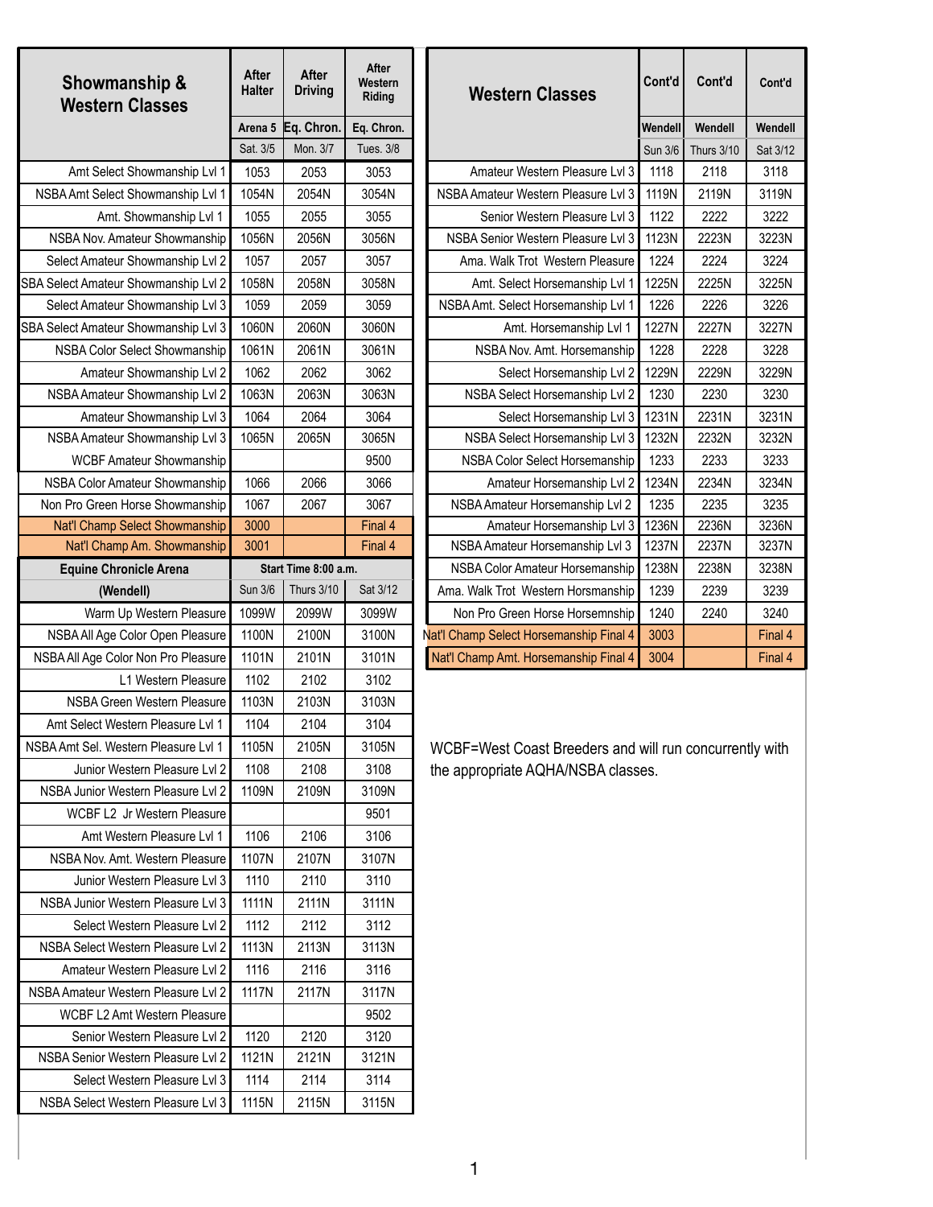| Showmanship & Western Classes | After Halter | After Driving | After Western Riding |
|---|---|---|---|
| | Arena 5 | Eq. Chron. | Eq. Chron. |
| | Sat. 3/5 | Mon. 3/7 | Tues. 3/8 |
| Amt Select Showmanship Lvl 1 | 1053 | 2053 | 3053 |
| NSBA Amt Select Showmanship Lvl 1 | 1054N | 2054N | 3054N |
| Amt. Showmanship Lvl 1 | 1055 | 2055 | 3055 |
| NSBA Nov. Amateur Showmanship | 1056N | 2056N | 3056N |
| Select Amateur Showmanship Lvl 2 | 1057 | 2057 | 3057 |
| SBA Select Amateur Showmanship Lvl 2 | 1058N | 2058N | 3058N |
| Select Amateur Showmanship Lvl 3 | 1059 | 2059 | 3059 |
| SBA Select Amateur Showmanship Lvl 3 | 1060N | 2060N | 3060N |
| NSBA Color Select Showmanship | 1061N | 2061N | 3061N |
| Amateur Showmanship Lvl 2 | 1062 | 2062 | 3062 |
| NSBA Amateur Showmanship Lvl 2 | 1063N | 2063N | 3063N |
| Amateur Showmanship Lvl 3 | 1064 | 2064 | 3064 |
| NSBA Amateur Showmanship Lvl 3 | 1065N | 2065N | 3065N |
| WCBF Amateur Showmanship | | | 9500 |
| NSBA Color Amateur Showmanship | 1066 | 2066 | 3066 |
| Non Pro Green Horse Showmanship | 1067 | 2067 | 3067 |
| Nat'l Champ Select Showmanship | 3000 | | Final 4 |
| Nat'l Champ Am. Showmanship | 3001 | | Final 4 |
| **Equine Chronicle Arena (Wendell)** | **Start Time 8:00 a.m.** | | |
| | Sun 3/6 | Thurs 3/10 | Sat 3/12 |
| Warm Up Western Pleasure | 1099W | 2099W | 3099W |
| NSBA All Age Color Open Pleasure | 1100N | 2100N | 3100N |
| NSBA All Age Color Non Pro Pleasure | 1101N | 2101N | 3101N |
| L1 Western Pleasure | 1102 | 2102 | 3102 |
| NSBA Green Western Pleasure | 1103N | 2103N | 3103N |
| Amt Select Western Pleasure Lvl 1 | 1104 | 2104 | 3104 |
| NSBA Amt Sel. Western Pleasure Lvl 1 | 1105N | 2105N | 3105N |
| Junior Western Pleasure Lvl 2 | 1108 | 2108 | 3108 |
| NSBA Junior Western Pleasure Lvl 2 | 1109N | 2109N | 3109N |
| WCBF L2 Jr Western Pleasure | | | 9501 |
| Amt Western Pleasure Lvl 1 | 1106 | 2106 | 3106 |
| NSBA Nov. Amt. Western Pleasure | 1107N | 2107N | 3107N |
| Junior Western Pleasure Lvl 3 | 1110 | 2110 | 3110 |
| NSBA Junior Western Pleasure Lvl 3 | 1111N | 2111N | 3111N |
| Select Western Pleasure Lvl 2 | 1112 | 2112 | 3112 |
| NSBA Select Western Pleasure Lvl 2 | 1113N | 2113N | 3113N |
| Amateur Western Pleasure Lvl 2 | 1116 | 2116 | 3116 |
| NSBA Amateur Western Pleasure Lvl 2 | 1117N | 2117N | 3117N |
| WCBF L2 Amt Western Pleasure | | | 9502 |
| Senior Western Pleasure Lvl 2 | 1120 | 2120 | 3120 |
| NSBA Senior Western Pleasure Lvl 2 | 1121N | 2121N | 3121N |
| Select Western Pleasure Lvl 3 | 1114 | 2114 | 3114 |
| NSBA Select Western Pleasure Lvl 3 | 1115N | 2115N | 3115N |

| Western Classes | Cont'd | Cont'd | Cont'd |
|---|---|---|---|
| | Wendell | Wendell | Wendell |
| | Sun 3/6 | Thurs 3/10 | Sat 3/12 |
| Amateur Western Pleasure Lvl 3 | 1118 | 2118 | 3118 |
| NSBA Amateur Western Pleasure Lvl 3 | 1119N | 2119N | 3119N |
| Senior Western Pleasure Lvl 3 | 1122 | 2222 | 3222 |
| NSBA Senior Western Pleasure Lvl 3 | 1123N | 2223N | 3223N |
| Ama. Walk Trot Western Pleasure | 1224 | 2224 | 3224 |
| Amt. Select Horsemanship Lvl 1 | 1225N | 2225N | 3225N |
| NSBA Amt. Select Horsemanship Lvl 1 | 1226 | 2226 | 3226 |
| Amt. Horsemanship Lvl 1 | 1227N | 2227N | 3227N |
| NSBA Nov. Amt. Horsemanship | 1228 | 2228 | 3228 |
| Select Horsemanship Lvl 2 | 1229N | 2229N | 3229N |
| NSBA Select Horsemanship Lvl 2 | 1230 | 2230 | 3230 |
| Select Horsemanship Lvl 3 | 1231N | 2231N | 3231N |
| NSBA Select Horsemanship Lvl 3 | 1232N | 2232N | 3232N |
| NSBA Color Select Horsemanship | 1233 | 2233 | 3233 |
| Amateur Horsemanship Lvl 2 | 1234N | 2234N | 3234N |
| NSBA Amateur Horsemanship Lvl 2 | 1235 | 2235 | 3235 |
| Amateur Horsemanship Lvl 3 | 1236N | 2236N | 3236N |
| NSBA Amateur Horsemanship Lvl 3 | 1237N | 2237N | 3237N |
| NSBA Color Amateur Horsemanship | 1238N | 2238N | 3238N |
| Ama. Walk Trot Western Horsmanship | 1239 | 2239 | 3239 |
| Non Pro Green Horse Horsemnship | 1240 | 2240 | 3240 |
| Nat'l Champ Select Horsemanship Final 4 | 3003 | | Final 4 |
| Nat'l Champ Amt. Horsemanship Final 4 | 3004 | | Final 4 |

WCBF=West Coast Breeders and will run concurrently with the appropriate AQHA/NSBA classes.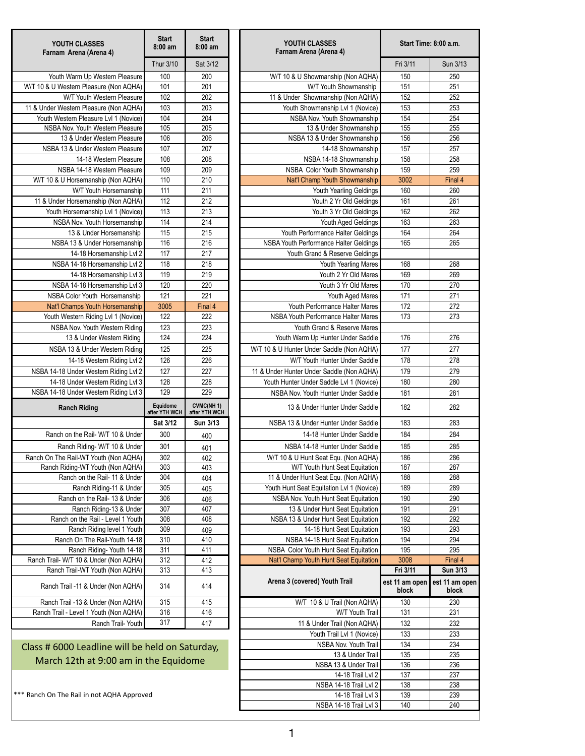| YOUTH CLASSES Farnam Arena (Arena 4) | Start 8:00 am | Start 8:00 am |
|---|---|---|
| | Thur 3/10 | Sat 3/12 |
| Youth Warm Up Western Pleasure | 100 | 200 |
| W/T 10 & U Western Pleasure (Non AQHA) | 101 | 201 |
| W/T Youth Western Pleasure | 102 | 202 |
| 11 & Under Western Pleasure (Non AQHA) | 103 | 203 |
| Youth Western Pleasure Lvl 1 (Novice) | 104 | 204 |
| NSBA Nov. Youth Western Pleasure | 105 | 205 |
| 13 & Under Western Pleasure | 106 | 206 |
| NSBA 13 & Under Western Pleasure | 107 | 207 |
| 14-18 Western Pleasure | 108 | 208 |
| NSBA 14-18 Western Pleasure | 109 | 209 |
| W/T 10 & U Horsemanship (Non AQHA) | 110 | 210 |
| W/T Youth Horsemanship | 111 | 211 |
| 11 & Under Horsemanship (Non AQHA) | 112 | 212 |
| Youth Horsemanship Lvl 1 (Novice) | 113 | 213 |
| NSBA Nov. Youth Horsemanship | 114 | 214 |
| 13 & Under Horsemanship | 115 | 215 |
| NSBA 13 & Under Horsemanship | 116 | 216 |
| 14-18 Horsemanship Lvl 2 | 117 | 217 |
| NSBA 14-18 Horsemanship Lvl 2 | 118 | 218 |
| 14-18 Horsemanship Lvl 3 | 119 | 219 |
| NSBA 14-18 Horsemanship Lvl 3 | 120 | 220 |
| NSBA Color Youth Horsemanship | 121 | 221 |
| Nat'l Champs Youth Horsemanship | 3005 | Final 4 |
| Youth Western Riding Lvl 1 (Novice) | 122 | 222 |
| NSBA Nov. Youth Western Riding | 123 | 223 |
| 13 & Under Western Riding | 124 | 224 |
| NSBA 13 & Under Western Riding | 125 | 225 |
| 14-18 Western Riding Lvl 2 | 126 | 226 |
| NSBA 14-18 Under Western Riding Lvl 2 | 127 | 227 |
| 14-18 Under Western Riding Lvl 3 | 128 | 228 |
| NSBA 14-18 Under Western Riding Lvl 3 | 129 | 229 |

| Ranch Riding | Equidome after YTH WCH | CVMC(NH 1) after YTH WCH |
|---|---|---|
| | Sat 3/12 | Sun 3/13 |
| Ranch on the Rail- W/T 10 & Under | 300 | 400 |
| Ranch Riding- W/T 10 & Under | 301 | 401 |
| Ranch On The Rail-W/T Youth (Non AQHA) | 302 | 402 |
| Ranch Riding-WT Youth (Non AQHA) | 303 | 403 |
| Ranch on the Rail- 11 & Under | 304 | 404 |
| Ranch Riding-11 & Under | 305 | 405 |
| Ranch on the Rail- 13 & Under | 306 | 406 |
| Ranch Riding-13 & Under | 307 | 407 |
| Ranch on the Rail - Level 1 Youth | 308 | 408 |
| Ranch Riding level 1 Youth | 309 | 409 |
| Ranch On The Rail-Youth 14-18 | 310 | 410 |
| Ranch Riding- Youth 14-18 | 311 | 411 |
| Ranch Trail- W/T 10 & Under (Non AQHA) | 312 | 412 |
| Ranch Trail-WT Youth (Non AQHA) | 313 | 413 |
| Ranch Trail -11 & Under (Non AQHA) | 314 | 414 |
| Ranch Trail -13 & Under (Non AQHA) | 315 | 415 |
| Ranch Trail - Level 1 Youth (Non AQHA) | 316 | 416 |
| Ranch Trail- Youth | 317 | 417 |

Class # 6000 Leadline will be held on Saturday, March 12th at 9:00 am in the Equidome

*** Ranch On The Rail in not AQHA Approved

| YOUTH CLASSES Farnam Arena (Arena 4) | Start Time: 8:00 a.m. | |
|---|---|---|
| | Fri 3/11 | Sun 3/13 |
| W/T 10 & U Showmanship (Non AQHA) | 150 | 250 |
| W/T Youth Showmanship | 151 | 251 |
| 11 & Under Showmanship (Non AQHA) | 152 | 252 |
| Youth Showmanship Lvl 1 (Novice) | 153 | 253 |
| NSBA Nov. Youth Showmanship | 154 | 254 |
| 13 & Under Showmanship | 155 | 255 |
| NSBA 13 & Under Showmanship | 156 | 256 |
| 14-18 Showmanship | 157 | 257 |
| NSBA 14-18 Showmanship | 158 | 258 |
| NSBA Color Youth Showmanship | 159 | 259 |
| Nat'l Champ Youth Showmanship | 3002 | Final 4 |
| Youth Yearling Geldings | 160 | 260 |
| Youth 2 Yr Old Geldings | 161 | 261 |
| Youth 3 Yr Old Geldings | 162 | 262 |
| Youth Aged Geldings | 163 | 263 |
| Youth Performance Halter Geldings | 164 | 264 |
| NSBA Youth Performance Halter Geldings | 165 | 265 |
| Youth Grand & Reserve Geldings | | |
| Youth Yearling Mares | 168 | 268 |
| Youth 2 Yr Old Mares | 169 | 269 |
| Youth 3 Yr Old Mares | 170 | 270 |
| Youth Aged Mares | 171 | 271 |
| Youth Performance Halter Mares | 172 | 272 |
| NSBA Youth Performance Halter Mares | 173 | 273 |
| Youth Grand & Reserve Mares | | |
| Youth Warm Up Hunter Under Saddle | 176 | 276 |
| W/T 10 & U Hunter Under Saddle (Non AQHA) | 177 | 277 |
| W/T Youth Hunter Under Saddle | 178 | 278 |
| 11 & Under Hunter Under Saddle (Non AQHA) | 179 | 279 |
| Youth Hunter Under Saddle Lvl 1 (Novice) | 180 | 280 |
| NSBA Nov. Youth Hunter Under Saddle | 181 | 281 |
| 13 & Under Hunter Under Saddle | 182 | 282 |
| NSBA 13 & Under Hunter Under Saddle | 183 | 283 |
| 14-18 Hunter Under Saddle | 184 | 284 |
| NSBA 14-18 Hunter Under Saddle | 185 | 285 |
| W/T 10 & U Hunt Seat Equ. (Non AQHA) | 186 | 286 |
| W/T Youth Hunt Seat Equitation | 187 | 287 |
| 11 & Under Hunt Seat Equ. (Non AQHA) | 188 | 288 |
| Youth Hunt Seat Equitation Lvl 1 (Novice) | 189 | 289 |
| NSBA Nov. Youth Hunt Seat Equitation | 190 | 290 |
| 13 & Under Hunt Seat Equitation | 191 | 291 |
| NSBA 13 & Under Hunt Seat Equitation | 192 | 292 |
| 14-18 Hunt Seat Equitation | 193 | 293 |
| NSBA 14-18 Hunt Seat Equitation | 194 | 294 |
| NSBA Color Youth Hunt Seat Equitation | 195 | 295 |
| Nat'l Champ Youth Hunt Seat Equitation | 3008 | Final 4 |

| Arena 3 (covered) Youth Trail | Fri 3/11 | Sun 3/13 |
|---|---|---|
| | est 11 am open block | est 11 am open block |
| W/T 10 & U Trail (Non AQHA) | 130 | 230 |
| W/T Youth Trail | 131 | 231 |
| 11 & Under Trail (Non AQHA) | 132 | 232 |
| Youth Trail Lvl 1 (Novice) | 133 | 233 |
| NSBA Nov. Youth Trail | 134 | 234 |
| 13 & Under Trail | 135 | 235 |
| NSBA 13 & Under Trail | 136 | 236 |
| 14-18 Trail Lvl 2 | 137 | 237 |
| NSBA 14-18 Trail Lvl 2 | 138 | 238 |
| 14-18 Trail Lvl 3 | 139 | 239 |
| NSBA 14-18 Trail Lvl 3 | 140 | 240 |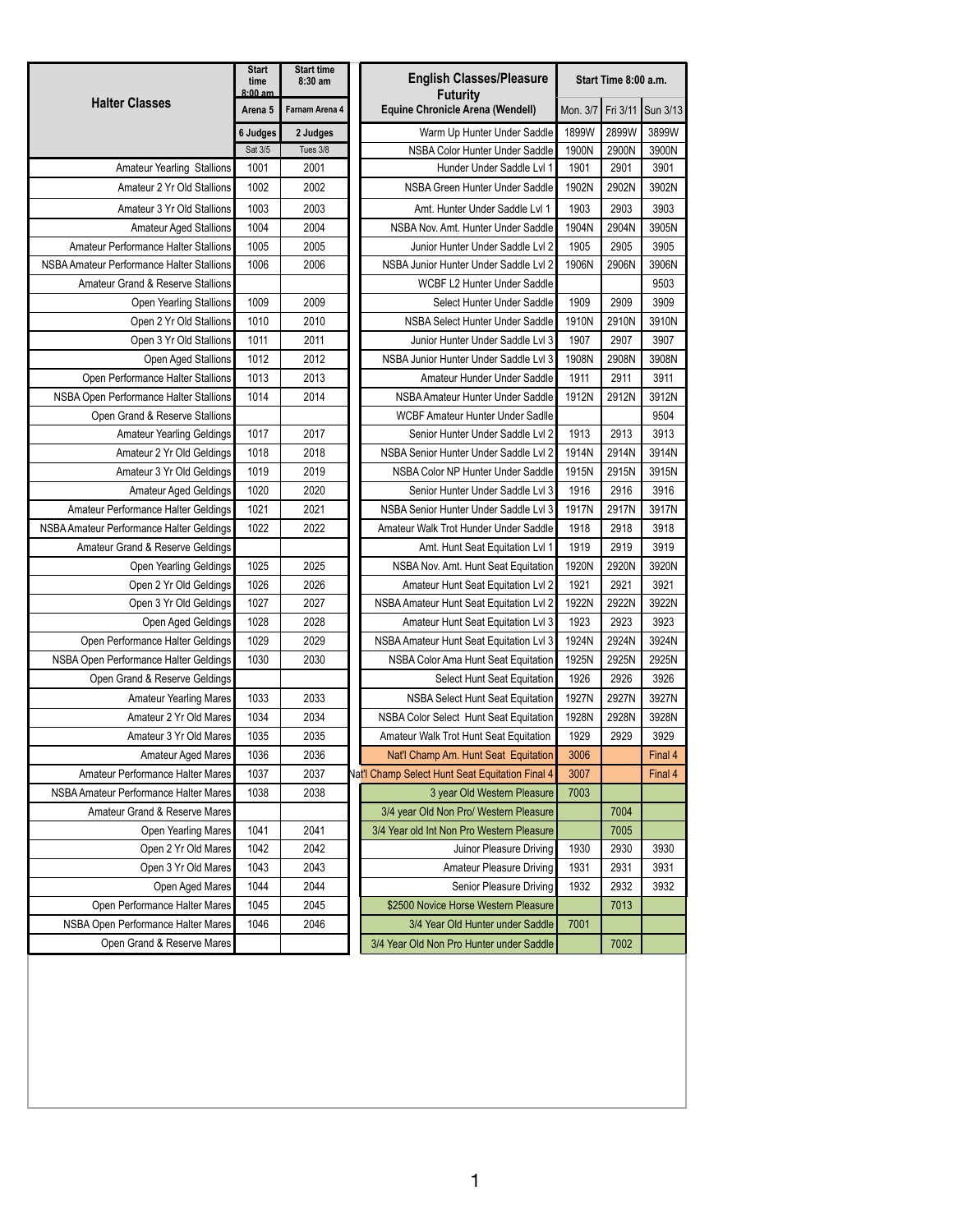| Halter Classes | Start time 8:00 am | Start time 8:30 am |
|---|---|---|
| | Arena 5 | Farnam Arena 4 |
| | 6 Judges | 2 Judges |
| | Sat 3/5 | Tues 3/8 |
| Amateur Yearling Stallions | 1001 | 2001 |
| Amateur 2 Yr Old Stallions | 1002 | 2002 |
| Amateur 3 Yr Old Stallions | 1003 | 2003 |
| Amateur Aged Stallions | 1004 | 2004 |
| Amateur Performance Halter Stallions | 1005 | 2005 |
| NSBA Amateur Performance Halter Stallions | 1006 | 2006 |
| Amateur Grand & Reserve Stallions | | |
| Open Yearling Stallions | 1009 | 2009 |
| Open 2 Yr Old Stallions | 1010 | 2010 |
| Open 3 Yr Old Stallions | 1011 | 2011 |
| Open Aged Stallions | 1012 | 2012 |
| Open Performance Halter Stallions | 1013 | 2013 |
| NSBA Open Performance Halter Stallions | 1014 | 2014 |
| Open Grand & Reserve Stallions | | |
| Amateur Yearling Geldings | 1017 | 2017 |
| Amateur 2 Yr Old Geldings | 1018 | 2018 |
| Amateur 3 Yr Old Geldings | 1019 | 2019 |
| Amateur Aged Geldings | 1020 | 2020 |
| Amateur Performance Halter Geldings | 1021 | 2021 |
| NSBA Amateur Performance Halter Geldings | 1022 | 2022 |
| Amateur Grand & Reserve Geldings | | |
| Open Yearling Geldings | 1025 | 2025 |
| Open 2 Yr Old Geldings | 1026 | 2026 |
| Open 3 Yr Old Geldings | 1027 | 2027 |
| Open Aged Geldings | 1028 | 2028 |
| Open Performance Halter Geldings | 1029 | 2029 |
| NSBA Open Performance Halter Geldings | 1030 | 2030 |
| Open Grand & Reserve Geldings | | |
| Amateur Yearling Mares | 1033 | 2033 |
| Amateur 2 Yr Old Mares | 1034 | 2034 |
| Amateur 3 Yr Old Mares | 1035 | 2035 |
| Amateur Aged Mares | 1036 | 2036 |
| Amateur Performance Halter Mares | 1037 | 2037 |
| NSBA Amateur Performance Halter Mares | 1038 | 2038 |
| Amateur Grand & Reserve Mares | | |
| Open Yearling Mares | 1041 | 2041 |
| Open 2 Yr Old Mares | 1042 | 2042 |
| Open 3 Yr Old Mares | 1043 | 2043 |
| Open Aged Mares | 1044 | 2044 |
| Open Performance Halter Mares | 1045 | 2045 |
| NSBA Open Performance Halter Mares | 1046 | 2046 |
| Open Grand & Reserve Mares | | |

| English Classes/Pleasure Futurity | Start Time 8:00 a.m. | | |
|---|---|---|---|
| Equine Chronicle Arena (Wendell) | Mon. 3/7 | Fri 3/11 | Sun 3/13 |
| Warm Up Hunter Under Saddle | 1899W | 2899W | 3899W |
| NSBA Color Hunter Under Saddle | 1900N | 2900N | 3900N |
| Hunder Under Saddle Lvl 1 | 1901 | 2901 | 3901 |
| NSBA Green Hunter Under Saddle | 1902N | 2902N | 3902N |
| Amt. Hunter Under Saddle Lvl 1 | 1903 | 2903 | 3903 |
| NSBA Nov. Amt. Hunter Under Saddle | 1904N | 2904N | 3905N |
| Junior Hunter Under Saddle Lvl 2 | 1905 | 2905 | 3905 |
| NSBA Junior Hunter Under Saddle Lvl 2 | 1906N | 2906N | 3906N |
| WCBF L2 Hunter Under Saddle | | | 9503 |
| Select Hunter Under Saddle | 1909 | 2909 | 3909 |
| NSBA Select Hunter Under Saddle | 1910N | 2910N | 3910N |
| Junior Hunter Under Saddle Lvl 3 | 1907 | 2907 | 3907 |
| NSBA Junior Hunter Under Saddle Lvl 3 | 1908N | 2908N | 3908N |
| Amateur Hunder Under Saddle | 1911 | 2911 | 3911 |
| NSBA Amateur Hunter Under Saddle | 1912N | 2912N | 3912N |
| WCBF Amateur Hunter Under Sadle | | | 9504 |
| Senior Hunter Under Saddle Lvl 2 | 1913 | 2913 | 3913 |
| NSBA Senior Hunter Under Saddle Lvl 2 | 1914N | 2914N | 3914N |
| NSBA Color NP Hunter Under Saddle | 1915N | 2915N | 3915N |
| Senior Hunter Under Saddle Lvl 3 | 1916 | 2916 | 3916 |
| NSBA Senior Hunter Under Saddle Lvl 3 | 1917N | 2917N | 3917N |
| Amateur Walk Trot Hunter Under Saddle | 1918 | 2918 | 3918 |
| Amt. Hunt Seat Equitation Lvl 1 | 1919 | 2919 | 3919 |
| NSBA Nov. Amt. Hunt Seat Equitation | 1920N | 2920N | 3920N |
| Amateur Hunt Seat Equitation Lvl 2 | 1921 | 2921 | 3921 |
| NSBA Amateur Hunt Seat Equitation Lvl 2 | 1922N | 2922N | 3922N |
| Amateur Hunt Seat Equitation Lvl 3 | 1923 | 2923 | 3923 |
| NSBA Amateur Hunt Seat Equitation Lvl 3 | 1924N | 2924N | 3924N |
| NSBA Color Ama Hunt Seat Equitation | 1925N | 2925N | 2925N |
| Select Hunt Seat Equitation | 1926 | 2926 | 3926 |
| NSBA Select Hunt Seat Equitation | 1927N | 2927N | 3927N |
| NSBA Color Select Hunt Seat Equitation | 1928N | 2928N | 3928N |
| Amateur Walk Trot Hunt Seat Equitation | 1929 | 2929 | 3929 |
| Nat'l Champ Am. Hunt Seat Equitation | 3006 | | Final 4 |
| Nat'l Champ Select Hunt Seat Equitation Final 4 | 3007 | | Final 4 |
| 3 year Old Western Pleasure | 7003 | | |
| 3/4 year Old Non Pro/ Western Pleasure | | 7004 | |
| 3/4 Year old Int Non Pro Western Pleasure | | 7005 | |
| Juinor Pleasure Driving | 1930 | 2930 | 3930 |
| Amateur Pleasure Driving | 1931 | 2931 | 3931 |
| Senior Pleasure Driving | 1932 | 2932 | 3932 |
| $2500 Novice Horse Western Pleasure | | 7013 | |
| 3/4 Year Old Hunter under Saddle | 7001 | | |
| 3/4 Year Old Non Pro Hunter under Saddle | | 7002 | |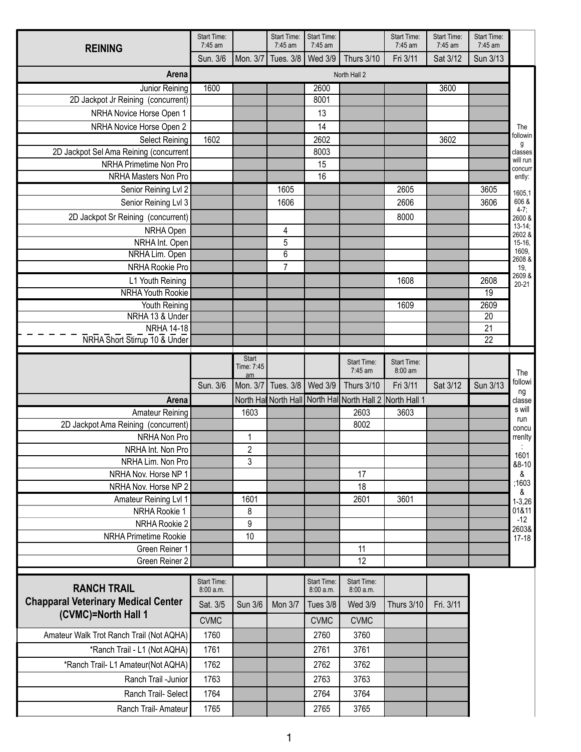| REINING | Start Time: 7:45 am | | Start Time: 7:45 am | Start Time: 7:45 am | | Start Time: 7:45 am | Start Time: 7:45 am | Start Time: 7:45 am | |
|---|---|---|---|---|---|---|---|---|---|
| | Sun. 3/6 | Mon. 3/7 | Tues. 3/8 | Wed 3/9 | Thurs 3/10 | Fri 3/11 | Sat 3/12 | Sun 3/13 | |
| Arena | North Hall 2 | | | | | | | | |
| Junior Reining | 1600 | | | 2600 | | | 3600 | | The following classes will run concurrently: 1605,1606 & 4-7; 2600 & 13-14; 2602 & 15-16, 1609, 2608 & 19, 2609 & 20-21 |
| 2D Jackpot Jr Reining (concurrent) | | | | 8001 | | | | | |
| NRHA Novice Horse Open 1 | | | | 13 | | | | | |
| NRHA Novice Horse Open 2 | | | | 14 | | | | | |
| Select Reining | 1602 | | | 2602 | | | 3602 | | |
| 2D Jackpot Sel Ama Reining (concurrent | | | | 8003 | | | | | |
| NRHA Primetime Non Pro | | | | 15 | | | | | |
| NRHA Masters Non Pro | | | | 16 | | | | | |
| Senior Reining Lvl 2 | | | 1605 | | | 2605 | | 3605 | |
| Senior Reining Lvl 3 | | | 1606 | | | 2606 | | 3606 | |
| 2D Jackpot Sr Reining (concurrent) | | | | | | 8000 | | | |
| NRHA Open | | | 4 | | | | | | |
| NRHA Int. Open | | | 5 | | | | | | |
| NRHA Lim. Open | | | 6 | | | | | | |
| NRHA Rookie Pro | | | 7 | | | | | | |
| L1 Youth Reining | | | | | | 1608 | | 2608 | |
| NRHA Youth Rookie | | | | | | | | 19 | |
| Youth Reining | | | | | | 1609 | | 2609 | |
| NRHA 13 & Under | | | | | | | | 20 | |
| NRHA 14-18 | | | | | | | | 21 | |
| NRHA Short Stirrup 10 & Under | | | | | | | | 22 | |

| | | Start Time: 7:45 am | | | Start Time: 7:45 am | Start Time: 8:00 am | | | |
|---|---|---|---|---|---|---|---|---|---|
| | Sun. 3/6 | Mon. 3/7 | Tues. 3/8 | Wed 3/9 | Thurs 3/10 | Fri 3/11 | Sat 3/12 | Sun 3/13 | |
| Arena | | North Hal | North Hall | North Hal | North Hall 2 | North Hall 1 | | | The following classes will run concurrently: 1601 &8-10 &;1603 & 1-3,2601&11-12 2603& 17-18 |
| Amateur Reining | | 1603 | | | 2603 | 3603 | | | |
| 2D Jackpot Ama Reining (concurrent) | | | | | 8002 | | | | |
| NRHA Non Pro | | 1 | | | | | | | |
| NRHA Int. Non Pro | | 2 | | | | | | | |
| NRHA Lim. Non Pro | | 3 | | | | | | | |
| NRHA Nov. Horse NP 1 | | | | | 17 | | | | |
| NRHA Nov. Horse NP 2 | | | | | 18 | | | | |
| Amateur Reining Lvl 1 | | 1601 | | | 2601 | 3601 | | | |
| NRHA Rookie 1 | | 8 | | | | | | | |
| NRHA Rookie 2 | | 9 | | | | | | | |
| NRHA Primetime Rookie | | 10 | | | | | | | |
| Green Reiner 1 | | | | | 11 | | | | |
| Green Reiner 2 | | | | | 12 | | | | |

| RANCH TRAIL Chapparal Veterinary Medical Center (CVMC)=North Hall 1 | Start Time: 8:00 a.m. | | | Start Time: 8:00 a.m. | Start Time: 8:00 a.m. | | |
|---|---|---|---|---|---|---|---|
| | Sat. 3/5 | Sun 3/6 | Mon 3/7 | Tues 3/8 | Wed 3/9 | Thurs 3/10 | Fri. 3/11 |
| | CVMC | | | CVMC | CVMC | | |
| Amateur Walk Trot Ranch Trail (Not AQHA) | 1760 | | | 2760 | 3760 | | |
| *Ranch Trail - L1 (Not AQHA) | 1761 | | | 2761 | 3761 | | |
| *Ranch Trail- L1 Amateur(Not AQHA) | 1762 | | | 2762 | 3762 | | |
| Ranch Trail -Junior | 1763 | | | 2763 | 3763 | | |
| Ranch Trail- Select | 1764 | | | 2764 | 3764 | | |
| Ranch Trail- Amateur | 1765 | | | 2765 | 3765 | | |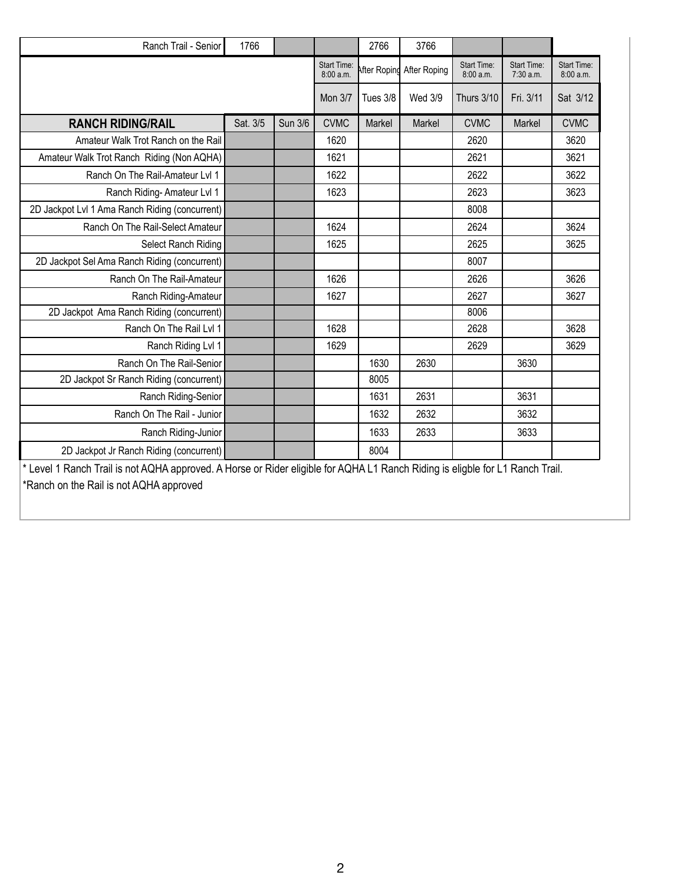| Ranch Trail - Senior | 1766 | | | 2766 | 3766 | | | |
|---|---|---|---|---|---|---|---|---|
| | | | Start Time: 8:00 a.m. | After Roping | After Roping | Start Time: 8:00 a.m. | Start Time: 7:30 a.m. | Start Time: 8:00 a.m. |
| | | | Mon 3/7 | Tues 3/8 | Wed 3/9 | Thurs 3/10 | Fri. 3/11 | Sat 3/12 |
| **RANCH RIDING/RAIL** | Sat. 3/5 | Sun 3/6 | CVMC | Markel | Markel | CVMC | Markel | CVMC |
| Amateur Walk Trot Ranch on the Rail | | | 1620 | | | 2620 | | 3620 |
| Amateur Walk Trot Ranch Riding (Non AQHA) | | | 1621 | | | 2621 | | 3621 |
| Ranch On The Rail-Amateur Lvl 1 | | | 1622 | | | 2622 | | 3622 |
| Ranch Riding- Amateur Lvl 1 | | | 1623 | | | 2623 | | 3623 |
| 2D Jackpot Lvl 1 Ama Ranch Riding (concurrent) | | | | | | 8008 | | |
| Ranch On The Rail-Select Amateur | | | 1624 | | | 2624 | | 3624 |
| Select Ranch Riding | | | 1625 | | | 2625 | | 3625 |
| 2D Jackpot Sel Ama Ranch Riding (concurrent) | | | | | | 8007 | | |
| Ranch On The Rail-Amateur | | | 1626 | | | 2626 | | 3626 |
| Ranch Riding-Amateur | | | 1627 | | | 2627 | | 3627 |
| 2D Jackpot Ama Ranch Riding (concurrent) | | | | | | 8006 | | |
| Ranch On The Rail Lvl 1 | | | 1628 | | | 2628 | | 3628 |
| Ranch Riding Lvl 1 | | | 1629 | | | 2629 | | 3629 |
| Ranch On The Rail-Senior | | | | 1630 | 2630 | | 3630 | |
| 2D Jackpot Sr Ranch Riding (concurrent) | | | | 8005 | | | | |
| Ranch Riding-Senior | | | | 1631 | 2631 | | 3631 | |
| Ranch On The Rail - Junior | | | | 1632 | 2632 | | 3632 | |
| Ranch Riding-Junior | | | | 1633 | 2633 | | 3633 | |
| 2D Jackpot Jr Ranch Riding (concurrent) | | | | 8004 | | | | |

* Level 1 Ranch Trail is not AQHA approved. A Horse or Rider eligible for AQHA L1 Ranch Riding is eligble for L1 Ranch Trail.

*Ranch on the Rail is not AQHA approved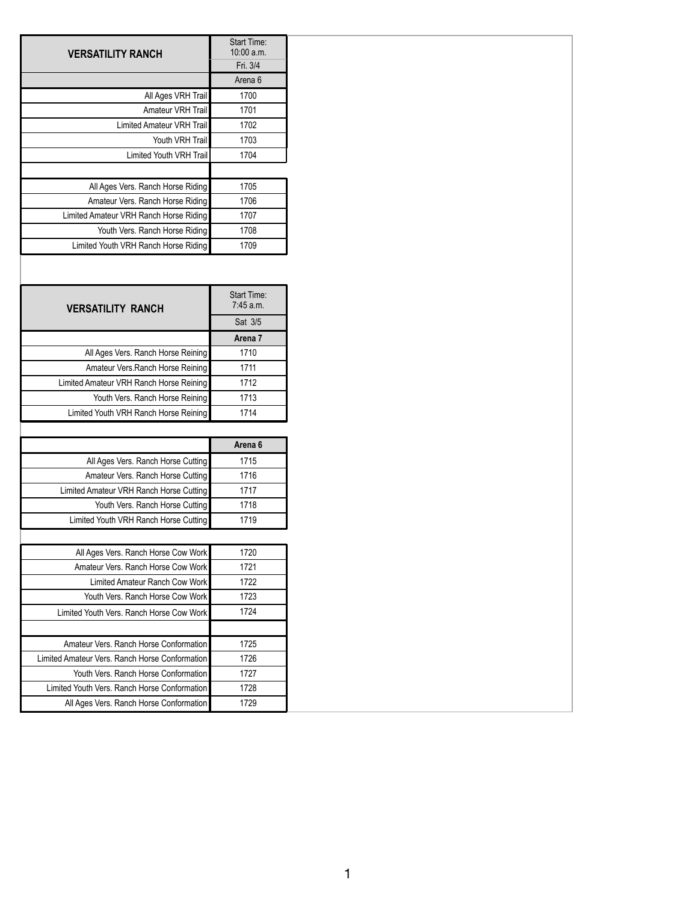| VERSATILITY RANCH | Start Time: 10:00 a.m. |
|---|---|
| | Fri. 3/4 |
| | Arena 6 |
| All Ages VRH Trail | 1700 |
| Amateur VRH Trail | 1701 |
| Limited Amateur VRH Trail | 1702 |
| Youth VRH Trail | 1703 |
| Limited Youth VRH Trail | 1704 |
| | |
| All Ages Vers. Ranch Horse Riding | 1705 |
| Amateur Vers. Ranch Horse Riding | 1706 |
| Limited Amateur VRH Ranch Horse Riding | 1707 |
| Youth Vers. Ranch Horse Riding | 1708 |
| Limited Youth VRH Ranch Horse Riding | 1709 |

| VERSATILITY RANCH | Start Time: 7:45 a.m. |
|---|---|
| | Sat 3/5 |
| | **Arena 7** |
| All Ages Vers. Ranch Horse Reining | 1710 |
| Amateur Vers.Ranch Horse Reining | 1711 |
| Limited Amateur VRH Ranch Horse Reining | 1712 |
| Youth Vers. Ranch Horse Reining | 1713 |
| Limited Youth VRH Ranch Horse Reining | 1714 |
| | |
| | **Arena 6** |
| All Ages Vers. Ranch Horse Cutting | 1715 |
| Amateur Vers. Ranch Horse Cutting | 1716 |
| Limited Amateur VRH Ranch Horse Cutting | 1717 |
| Youth Vers. Ranch Horse Cutting | 1718 |
| Limited Youth VRH Ranch Horse Cutting | 1719 |
| | |
| All Ages Vers. Ranch Horse Cow Work | 1720 |
| Amateur Vers. Ranch Horse Cow Work | 1721 |
| Limited Amateur Ranch Cow Work | 1722 |
| Youth Vers. Ranch Horse Cow Work | 1723 |
| Limited Youth Vers. Ranch Horse Cow Work | 1724 |
| | |
| Amateur Vers. Ranch Horse Conformation | 1725 |
| Limited Amateur Vers. Ranch Horse Conformation | 1726 |
| Youth Vers. Ranch Horse Conformation | 1727 |
| Limited Youth Vers. Ranch Horse Conformation | 1728 |
| All Ages Vers. Ranch Horse Conformation | 1729 |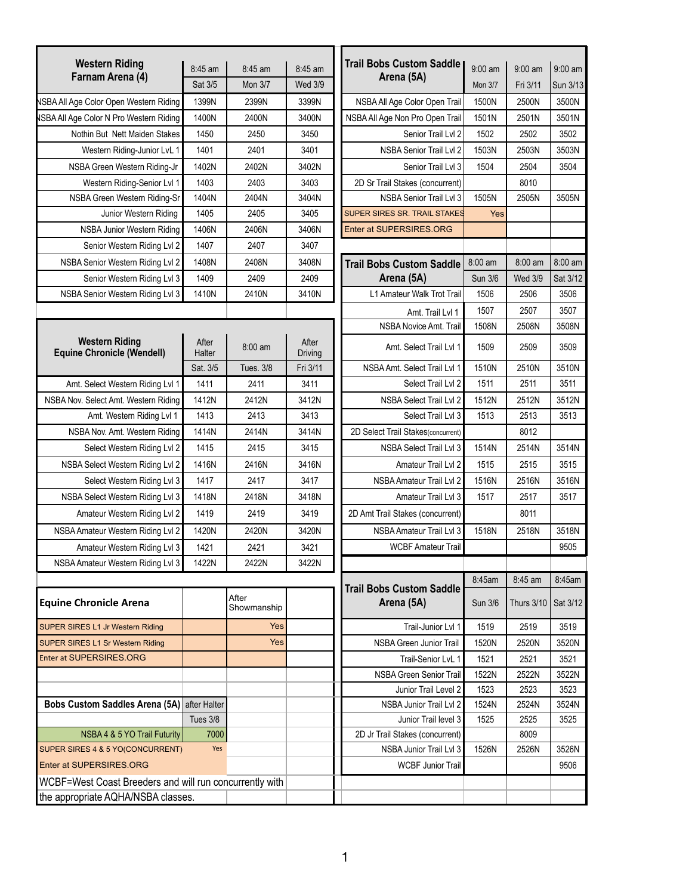| Western Riding Farnam Arena (4) | 8:45 am Sat 3/5 | 8:45 am Mon 3/7 | 8:45 am Wed 3/9 |
|---|---|---|---|
| NSBA All Age Color Open Western Riding | 1399N | 2399N | 3399N |
| NSBA All Age Color N Pro Western Riding | 1400N | 2400N | 3400N |
| Nothin But Nett Maiden Stakes | 1450 | 2450 | 3450 |
| Western Riding-Junior LvL 1 | 1401 | 2401 | 3401 |
| NSBA Green Western Riding-Jr | 1402N | 2402N | 3402N |
| Western Riding-Senior Lvl 1 | 1403 | 2403 | 3403 |
| NSBA Green Western Riding-Sr | 1404N | 2404N | 3404N |
| Junior Western Riding | 1405 | 2405 | 3405 |
| NSBA Junior Western Riding | 1406N | 2406N | 3406N |
| Senior Western Riding Lvl 2 | 1407 | 2407 | 3407 |
| NSBA Senior Western Riding Lvl 2 | 1408N | 2408N | 3408N |
| Senior Western Riding Lvl 3 | 1409 | 2409 | 2409 |
| NSBA Senior Western Riding Lvl 3 | 1410N | 2410N | 3410N |

| Western Riding Equine Chronicle (Wendell) | After Halter Sat. 3/5 | 8:00 am Tues. 3/8 | After Driving Fri 3/11 |
|---|---|---|---|
| Amt. Select Western Riding Lvl 1 | 1411 | 2411 | 3411 |
| NSBA Nov. Select Amt. Western Riding | 1412N | 2412N | 3412N |
| Amt. Western Riding Lvl 1 | 1413 | 2413 | 3413 |
| NSBA Nov. Amt. Western Riding | 1414N | 2414N | 3414N |
| Select Western Riding Lvl 2 | 1415 | 2415 | 3415 |
| NSBA Select Western Riding Lvl 2 | 1416N | 2416N | 3416N |
| Select Western Riding Lvl 3 | 1417 | 2417 | 3417 |
| NSBA Select Western Riding Lvl 3 | 1418N | 2418N | 3418N |
| Amateur Western Riding Lvl 2 | 1419 | 2419 | 3419 |
| NSBA Amateur Western Riding Lvl 2 | 1420N | 2420N | 3420N |
| Amateur Western Riding Lvl 3 | 1421 | 2421 | 3421 |
| NSBA Amateur Western Riding Lvl 3 | 1422N | 2422N | 3422N |

| Equine Chronicle Arena | | After Showmanship | |
|---|---|---|---|
| SUPER SIRES L1 Jr Western Riding | | Yes | |
| SUPER SIRES L1 Sr Western Riding | | Yes | |
| Enter at SUPERSIRES.ORG | | | |

| Bobs Custom Saddles Arena (5A) | after Halter Tues 3/8 |
|---|---|
| NSBA 4 & 5 YO Trail Futurity | 7000 |
| SUPER SIRES 4 & 5 YO(CONCURRENT) | Yes |
| Enter at SUPERSIRES.ORG | |

WCBF=West Coast Breeders and will run concurrently with the appropriate AQHA/NSBA classes.

| Trail Bobs Custom Saddle Arena (5A) | 9:00 am Mon 3/7 | 9:00 am Fri 3/11 | 9:00 am Sun 3/13 |
|---|---|---|---|
| NSBA All Age Color Open Trail | 1500N | 2500N | 3500N |
| NSBA All Age Non Pro Open Trail | 1501N | 2501N | 3501N |
| Senior Trail Lvl 2 | 1502 | 2502 | 3502 |
| NSBA Senior Trail Lvl 2 | 1503N | 2503N | 3503N |
| Senior Trail Lvl 3 | 1504 | 2504 | 3504 |
| 2D Sr Trail Stakes (concurrent) | | 8010 | |
| NSBA Senior Trail Lvl 3 | 1505N | 2505N | 3505N |
| SUPER SIRES SR. TRAIL STAKES | Yes | | |
| Enter at SUPERSIRES.ORG | | | |

| Trail Bobs Custom Saddle Arena (5A) | 8:00 am Sun 3/6 | 8:00 am Wed 3/9 | 8:00 am Sat 3/12 |
|---|---|---|---|
| L1 Amateur Walk Trot Trail | 1506 | 2506 | 3506 |
| Amt. Trail Lvl 1 | 1507 | 2507 | 3507 |
| NSBA Novice Amt. Trail | 1508N | 2508N | 3508N |
| Amt. Select Trail Lvl 1 | 1509 | 2509 | 3509 |
| NSBA Amt. Select Trail Lvl 1 | 1510N | 2510N | 3510N |
| Select Trail Lvl 2 | 1511 | 2511 | 3511 |
| NSBA Select Trail Lvl 2 | 1512N | 2512N | 3512N |
| Select Trail Lvl 3 | 1513 | 2513 | 3513 |
| 2D Select Trail Stakes(concurrent) | | 8012 | |
| NSBA Select Trail Lvl 3 | 1514N | 2514N | 3514N |
| Amateur Trail Lvl 2 | 1515 | 2515 | 3515 |
| NSBA Amateur Trail Lvl 2 | 1516N | 2516N | 3516N |
| Amateur Trail Lvl 3 | 1517 | 2517 | 3517 |
| 2D Amt Trail Stakes (concurrent) | | 8011 | |
| NSBA Amateur Trail Lvl 3 | 1518N | 2518N | 3518N |
| WCBF Amateur Trail | | | 9505 |

| Trail Bobs Custom Saddle Arena (5A) | 8:45am Sun 3/6 | 8:45 am Thurs 3/10 | 8:45am Sat 3/12 |
|---|---|---|---|
| Trail-Junior Lvl 1 | 1519 | 2519 | 3519 |
| NSBA Green Junior Trail | 1520N | 2520N | 3520N |
| Trail-Senior LvL 1 | 1521 | 2521 | 3521 |
| NSBA Green Senior Trail | 1522N | 2522N | 3522N |
| Junior Trail Level 2 | 1523 | 2523 | 3523 |
| NSBA Junior Trail Lvl 2 | 1524N | 2524N | 3524N |
| Junior Trail level 3 | 1525 | 2525 | 3525 |
| 2D Jr Trail Stakes (concurrent) | | 8009 | |
| NSBA Junior Trail Lvl 3 | 1526N | 2526N | 3526N |
| WCBF Junior Trail | | | 9506 |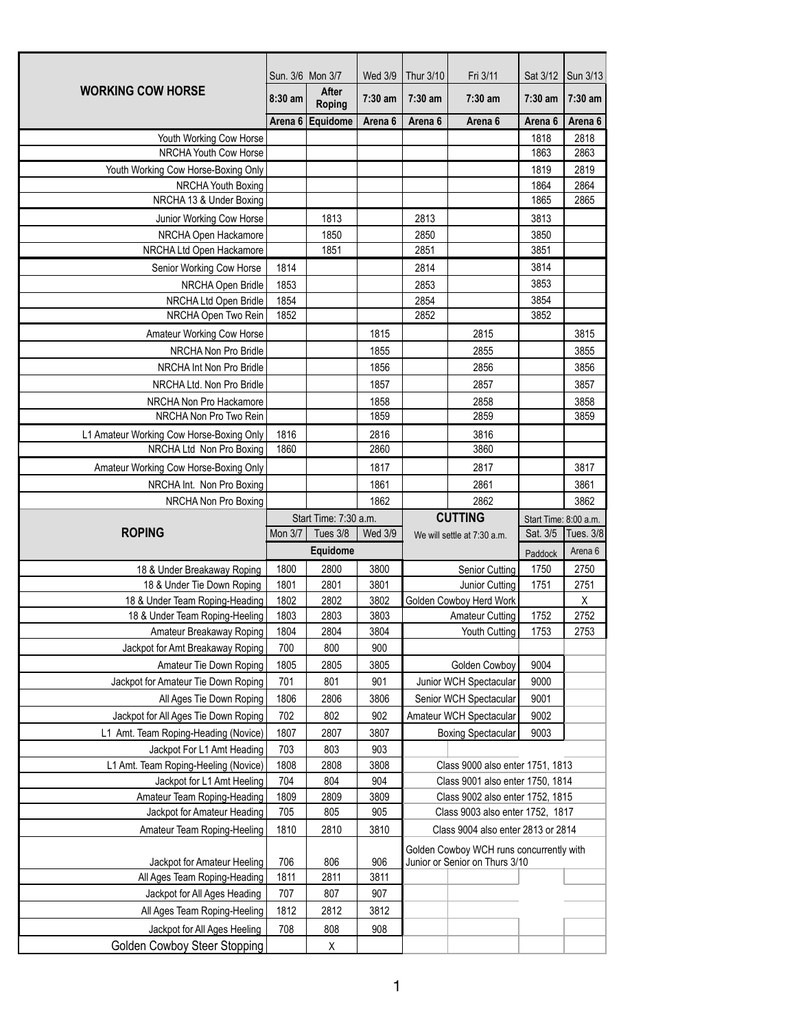| WORKING COW HORSE | Sun. 3/6 8:30 am Arena 6 | Mon 3/7 After Roping Equidome | Wed 3/9 7:30 am Arena 6 | Thur 3/10 7:30 am Arena 6 | Fri 3/11 7:30 am Arena 6 | Sat 3/12 7:30 am Arena 6 | Sun 3/13 7:30 am Arena 6 |
|---|---|---|---|---|---|---|---|
| Youth Working Cow Horse | | | | | | 1818 | 2818 |
| NRCHA Youth Cow Horse | | | | | | 1863 | 2863 |
| Youth Working Cow Horse-Boxing Only | | | | | | 1819 | 2819 |
| NRCHA Youth Boxing | | | | | | 1864 | 2864 |
| NRCHA 13 & Under Boxing | | | | | | 1865 | 2865 |
| Junior Working Cow Horse | | 1813 | | 2813 | | 3813 | |
| NRCHA Open Hackamore | | 1850 | | 2850 | | 3850 | |
| NRCHA Ltd Open Hackamore | | 1851 | | 2851 | | 3851 | |
| Senior Working Cow Horse | 1814 | | | 2814 | | 3814 | |
| NRCHA Open Bridle | 1853 | | | 2853 | | 3853 | |
| NRCHA Ltd Open Bridle | 1854 | | | 2854 | | 3854 | |
| NRCHA Open Two Rein | 1852 | | | 2852 | | 3852 | |
| Amateur Working Cow Horse | | | 1815 | | 2815 | | 3815 |
| NRCHA Non Pro Bridle | | | 1855 | | 2855 | | 3855 |
| NRCHA Int Non Pro Bridle | | | 1856 | | 2856 | | 3856 |
| NRCHA Ltd. Non Pro Bridle | | | 1857 | | 2857 | | 3857 |
| NRCHA Non Pro Hackamore | | | 1858 | | 2858 | | 3858 |
| NRCHA Non Pro Two Rein | | | 1859 | | 2859 | | 3859 |
| L1 Amateur Working Cow Horse-Boxing Only | 1816 | | 2816 | | 3816 | | |
| NRCHA Ltd Non Pro Boxing | 1860 | | 2860 | | 3860 | | |
| Amateur Working Cow Horse-Boxing Only | | | 1817 | | 2817 | | 3817 |
| NRCHA Int. Non Pro Boxing | | | 1861 | | 2861 | | 3861 |
| NRCHA Non Pro Boxing | | | 1862 | | 2862 | | 3862 |

| ROPING | Start Time: 7:30 a.m. Mon 3/7 Equidome | Tues 3/8 | Wed 3/9 |
|---|---|---|---|
| 18 & Under Breakaway Roping | 1800 | 2800 | 3800 |
| 18 & Under Tie Down Roping | 1801 | 2801 | 3801 |
| 18 & Under Team Roping-Heading | 1802 | 2802 | 3802 |
| 18 & Under Team Roping-Heeling | 1803 | 2803 | 3803 |
| Amateur Breakaway Roping | 1804 | 2804 | 3804 |
| Jackpot for Amt Breakaway Roping | 700 | 800 | 900 |
| Amateur Tie Down Roping | 1805 | 2805 | 3805 |
| Jackpot for Amateur Tie Down Roping | 701 | 801 | 901 |
| All Ages Tie Down Roping | 1806 | 2806 | 3806 |
| Jackpot for All Ages Tie Down Roping | 702 | 802 | 902 |
| L1 Amt. Team Roping-Heading (Novice) | 1807 | 2807 | 3807 |
| Jackpot For L1 Amt Heading | 703 | 803 | 903 |
| L1 Amt. Team Roping-Heeling (Novice) | 1808 | 2808 | 3808 |
| Jackpot for L1 Amt Heeling | 704 | 804 | 904 |
| Amateur Team Roping-Heading | 1809 | 2809 | 3809 |
| Jackpot for Amateur Heading | 705 | 805 | 905 |
| Amateur Team Roping-Heeling | 1810 | 2810 | 3810 |
| Jackpot for Amateur Heeling | 706 | 806 | 906 |
| All Ages Team Roping-Heading | 1811 | 2811 | 3811 |
| Jackpot for All Ages Heading | 707 | 807 | 907 |
| All Ages Team Roping-Heeling | 1812 | 2812 | 3812 |
| Jackpot for All Ages Heeling | 708 | 808 | 908 |
| Golden Cowboy Steer Stopping | | X | |

| CUTTING (We will settle at 7:30 a.m.) | Start Time: 8:00 a.m. Sat. 3/5 Paddock | Tues. 3/8 Arena 6 |
|---|---|---|
| Senior Cutting | 1750 | 2750 |
| Junior Cutting | 1751 | 2751 |
| Golden Cowboy Herd Work | | X |
| Amateur Cutting | 1752 | 2752 |
| Youth Cutting | 1753 | 2753 |
| Golden Cowboy | 9004 | |
| Junior WCH Spectacular | 9000 | |
| Senior WCH Spectacular | 9001 | |
| Amateur WCH Spectacular | 9002 | |
| Boxing Spectacular | 9003 | |

Class 9000 also enter 1751, 1813

Class 9001 also enter 1750, 1814

Class 9002 also enter 1752, 1815

Class 9003 also enter 1752, 1817

Class 9004 also enter 2813 or 2814

Golden Cowboy WCH runs concurrently with Junior or Senior on Thurs 3/10